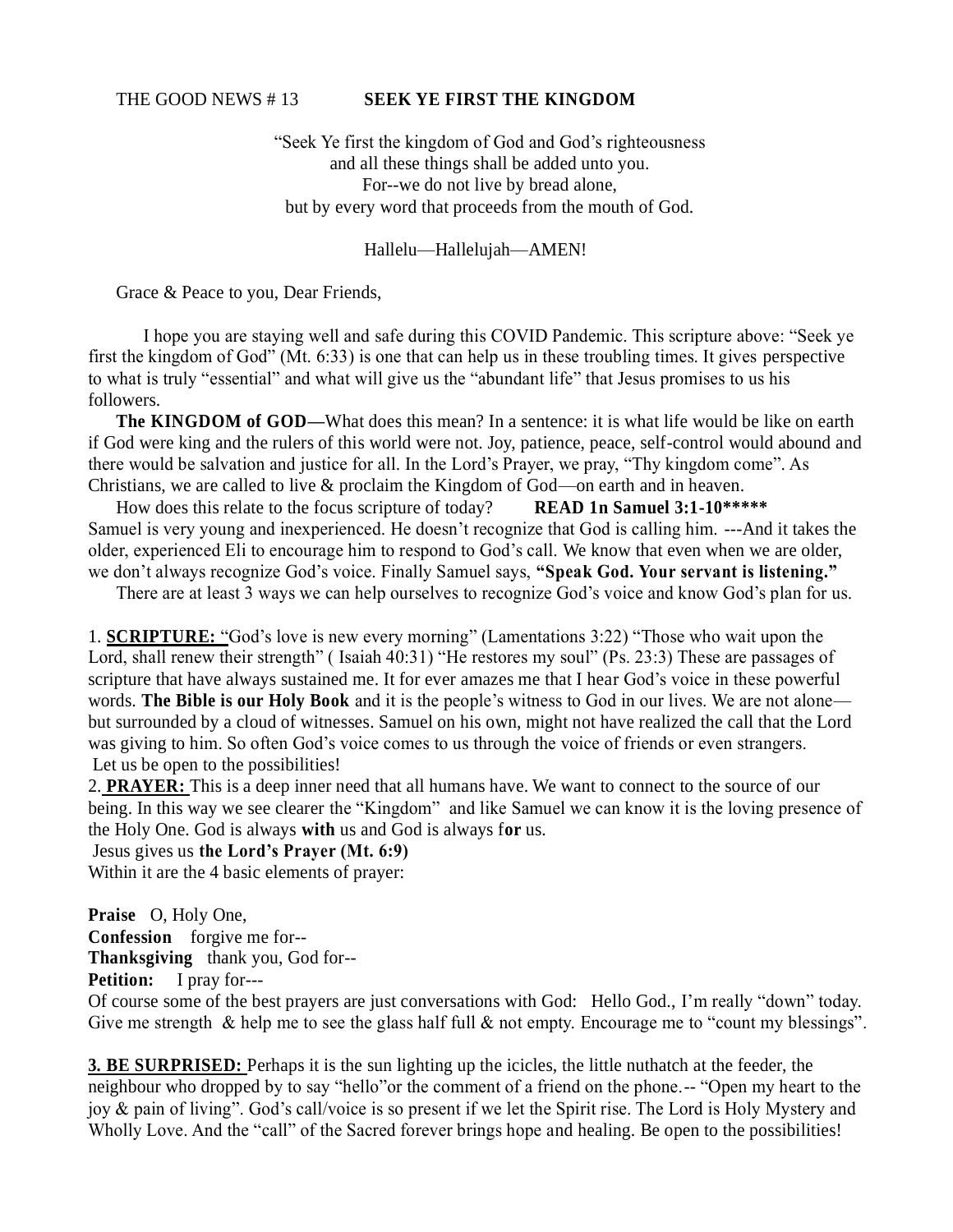THE GOOD NEWS # 13 **SEEK YE FIRST THE KINGDOM**

"Seek Ye first the kingdom of God and God's righteousness
and all these things shall be added unto you.
For--we do not live by bread alone,
but by every word that proceeds from the mouth of God.

Hallelu—Hallelujah—AMEN!

Grace & Peace to you, Dear Friends,

I hope you are staying well and safe during this COVID Pandemic. This scripture above: "Seek ye first the kingdom of God" (Mt. 6:33) is one that can help us in these troubling times. It gives perspective to what is truly "essential" and what will give us the "abundant life" that Jesus promises to us his followers.

**The KINGDOM of GOD—**What does this mean? In a sentence: it is what life would be like on earth if God were king and the rulers of this world were not. Joy, patience, peace, self-control would abound and there would be salvation and justice for all. In the Lord's Prayer, we pray, "Thy kingdom come". As Christians, we are called to live & proclaim the Kingdom of God—on earth and in heaven.

How does this relate to the focus scripture of today? **READ 1n Samuel 3:1-10******* Samuel is very young and inexperienced. He doesn't recognize that God is calling him. ---And it takes the older, experienced Eli to encourage him to respond to God's call. We know that even when we are older, we don't always recognize God's voice. Finally Samuel says, **"Speak God. Your servant is listening."**

There are at least 3 ways we can help ourselves to recognize God's voice and know God's plan for us.

1. **SCRIPTURE:** "God's love is new every morning" (Lamentations 3:22) "Those who wait upon the Lord, shall renew their strength" ( Isaiah 40:31) "He restores my soul" (Ps. 23:3) These are passages of scripture that have always sustained me. It for ever amazes me that I hear God's voice in these powerful words. **The Bible is our Holy Book** and it is the people's witness to God in our lives. We are not alone—but surrounded by a cloud of witnesses. Samuel on his own, might not have realized the call that the Lord was giving to him. So often God's voice comes to us through the voice of friends or even strangers. Let us be open to the possibilities!

2. **PRAYER:** This is a deep inner need that all humans have. We want to connect to the source of our being. In this way we see clearer the "Kingdom" and like Samuel we can know it is the loving presence of the Holy One. God is always **with** us and God is always f**or** us.
Jesus gives us **the Lord's Prayer (Mt. 6:9)**
Within it are the 4 basic elements of prayer:

**Praise** O, Holy One,
**Confession** forgive me for--
**Thanksgiving** thank you, God for--
**Petition:** I pray for---
Of course some of the best prayers are just conversations with God: Hello God., I'm really "down" today. Give me strength & help me to see the glass half full & not empty. Encourage me to "count my blessings".

**3. BE SURPRISED:** Perhaps it is the sun lighting up the icicles, the little nuthatch at the feeder, the neighbour who dropped by to say "hello"or the comment of a friend on the phone.-- "Open my heart to the joy & pain of living". God's call/voice is so present if we let the Spirit rise. The Lord is Holy Mystery and Wholly Love. And the "call" of the Sacred forever brings hope and healing. Be open to the possibilities!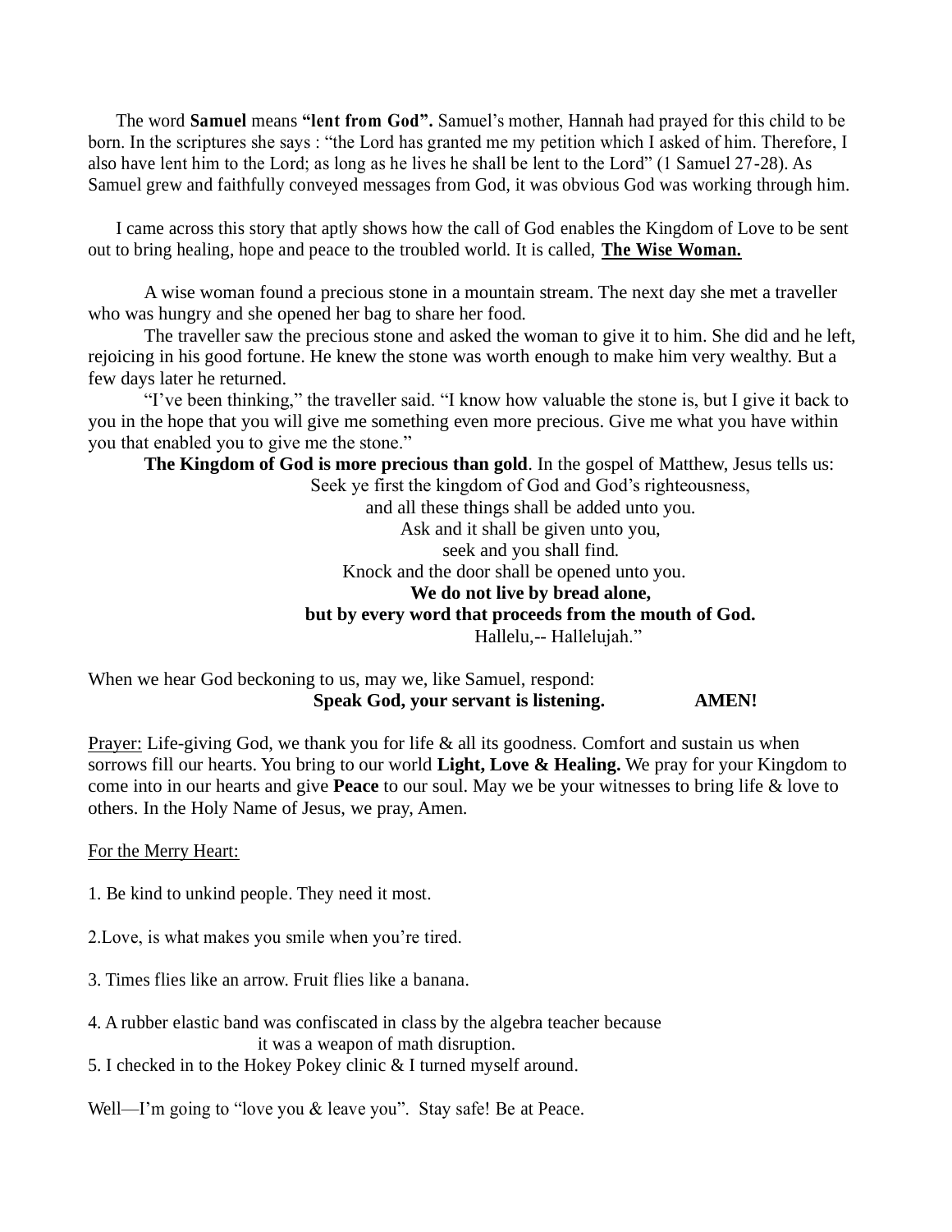The word **Samuel** means **"lent from God".** Samuel's mother, Hannah had prayed for this child to be born. In the scriptures she says : "the Lord has granted me my petition which I asked of him. Therefore, I also have lent him to the Lord; as long as he lives he shall be lent to the Lord" (1 Samuel 27-28). As Samuel grew and faithfully conveyed messages from God, it was obvious God was working through him.

I came across this story that aptly shows how the call of God enables the Kingdom of Love to be sent out to bring healing, hope and peace to the troubled world. It is called, **The Wise Woman.**

A wise woman found a precious stone in a mountain stream. The next day she met a traveller who was hungry and she opened her bag to share her food.

The traveller saw the precious stone and asked the woman to give it to him. She did and he left, rejoicing in his good fortune. He knew the stone was worth enough to make him very wealthy. But a few days later he returned.

"I've been thinking," the traveller said. "I know how valuable the stone is, but I give it back to you in the hope that you will give me something even more precious. Give me what you have within you that enabled you to give me the stone."

**The Kingdom of God is more precious than gold**. In the gospel of Matthew, Jesus tells us:

Seek ye first the kingdom of God and God's righteousness,
and all these things shall be added unto you.
Ask and it shall be given unto you,
seek and you shall find.
Knock and the door shall be opened unto you.
**We do not live by bread alone,**
**but by every word that proceeds from the mouth of God.**
Hallelu,-- Hallelujah."

When we hear God beckoning to us, may we, like Samuel, respond:
**Speak God, your servant is listening. AMEN!**

Prayer: Life-giving God, we thank you for life & all its goodness. Comfort and sustain us when sorrows fill our hearts. You bring to our world **Light, Love & Healing.** We pray for your Kingdom to come into in our hearts and give **Peace** to our soul. May we be your witnesses to bring life & love to others. In the Holy Name of Jesus, we pray, Amen.

For the Merry Heart:

1. Be kind to unkind people. They need it most.

2. Love, is what makes you smile when you're tired.

3. Times flies like an arrow. Fruit flies like a banana.

4. A rubber elastic band was confiscated in class by the algebra teacher because it was a weapon of math disruption.

5. I checked in to the Hokey Pokey clinic & I turned myself around.

Well—I'm going to "love you & leave you". Stay safe! Be at Peace.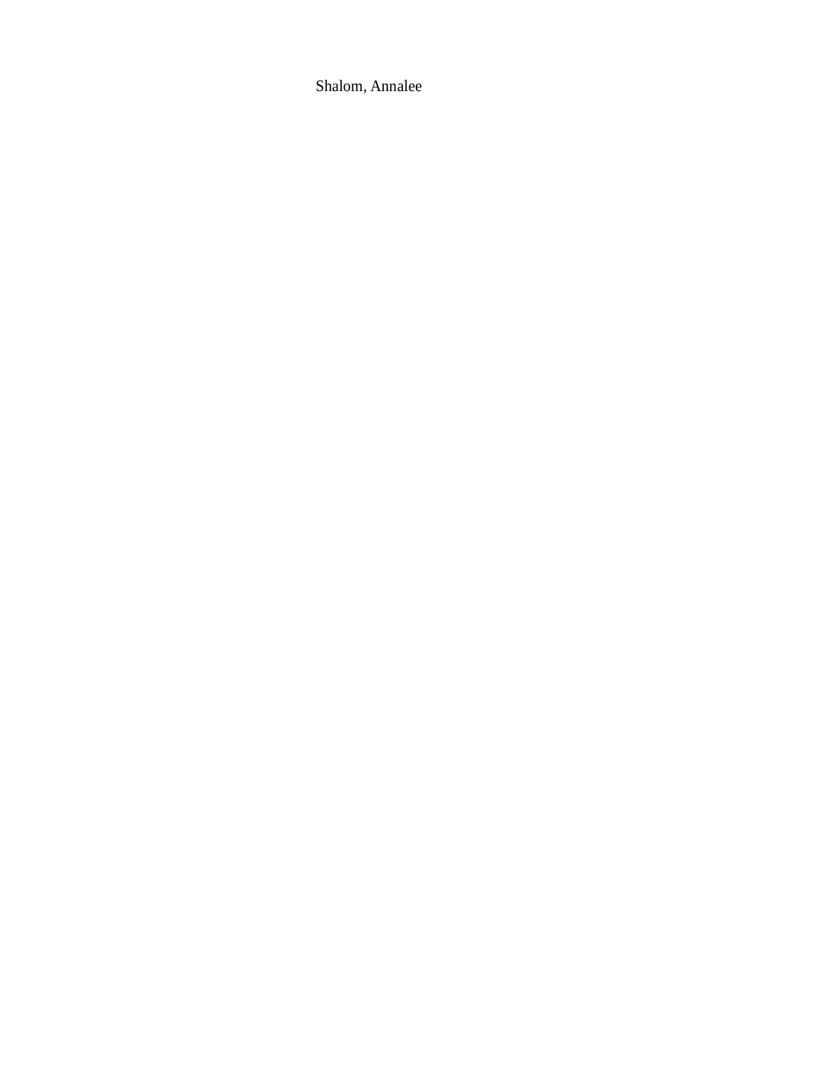Shalom, Annalee